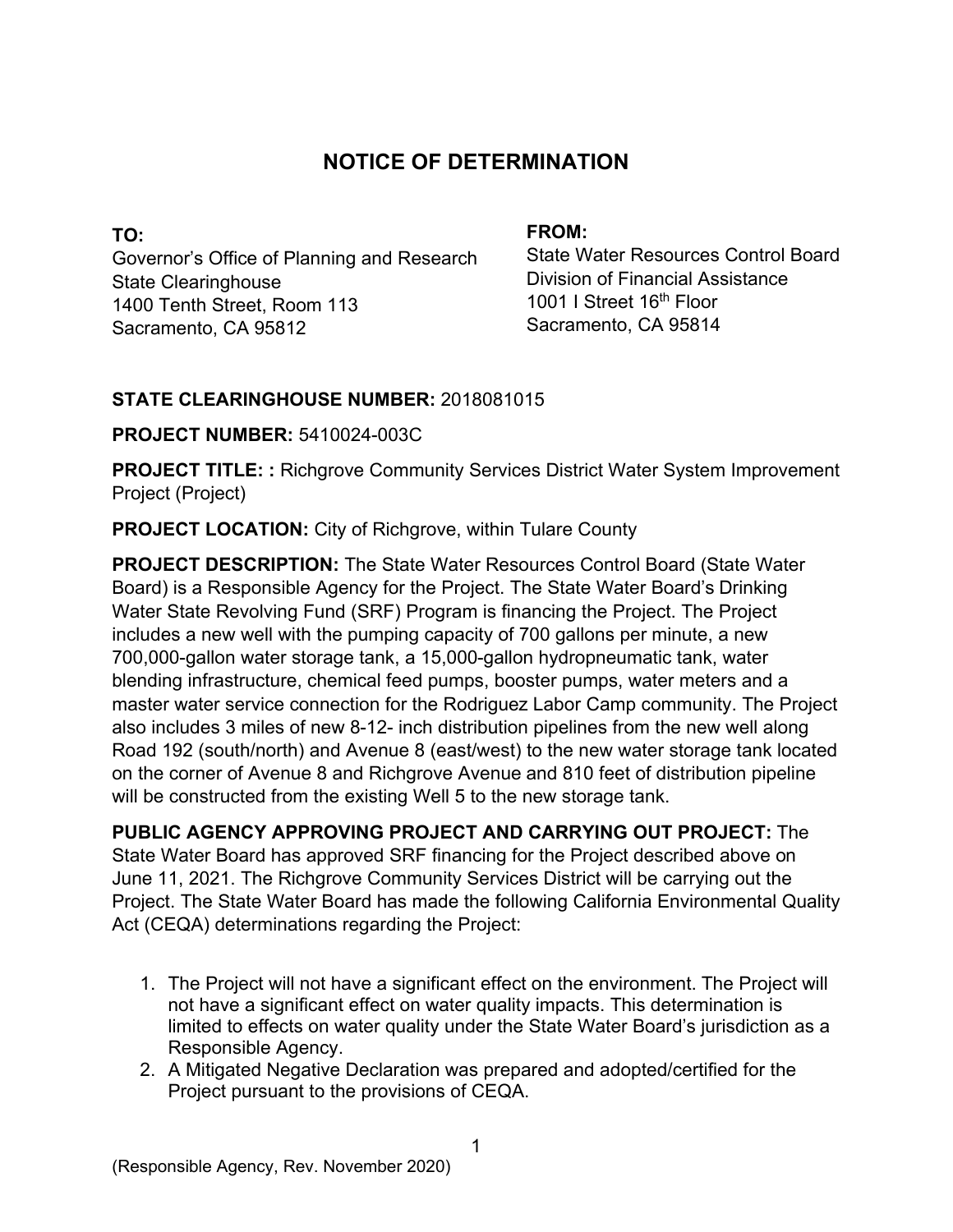# NOTICE OF DETERMINATION

**TO:**
Governor's Office of Planning and Research
State Clearinghouse
1400 Tenth Street, Room 113
Sacramento, CA 95812

**FROM:**
State Water Resources Control Board
Division of Financial Assistance
1001 I Street 16th Floor
Sacramento, CA 95814

**STATE CLEARINGHOUSE NUMBER:** 2018081015

**PROJECT NUMBER:** 5410024-003C

**PROJECT TITLE: :** Richgrove Community Services District Water System Improvement Project (Project)

**PROJECT LOCATION:** City of Richgrove, within Tulare County

**PROJECT DESCRIPTION:** The State Water Resources Control Board (State Water Board) is a Responsible Agency for the Project. The State Water Board's Drinking Water State Revolving Fund (SRF) Program is financing the Project. The Project includes a new well with the pumping capacity of 700 gallons per minute, a new 700,000-gallon water storage tank, a 15,000-gallon hydropneumatic tank, water blending infrastructure, chemical feed pumps, booster pumps, water meters and a master water service connection for the Rodriguez Labor Camp community. The Project also includes 3 miles of new 8-12- inch distribution pipelines from the new well along Road 192 (south/north) and Avenue 8 (east/west) to the new water storage tank located on the corner of Avenue 8 and Richgrove Avenue and 810 feet of distribution pipeline will be constructed from the existing Well 5 to the new storage tank.

**PUBLIC AGENCY APPROVING PROJECT AND CARRYING OUT PROJECT:** The State Water Board has approved SRF financing for the Project described above on June 11, 2021. The Richgrove Community Services District will be carrying out the Project. The State Water Board has made the following California Environmental Quality Act (CEQA) determinations regarding the Project:

1. The Project will not have a significant effect on the environment. The Project will not have a significant effect on water quality impacts. This determination is limited to effects on water quality under the State Water Board's jurisdiction as a Responsible Agency.
2. A Mitigated Negative Declaration was prepared and adopted/certified for the Project pursuant to the provisions of CEQA.

(Responsible Agency, Rev. November 2020)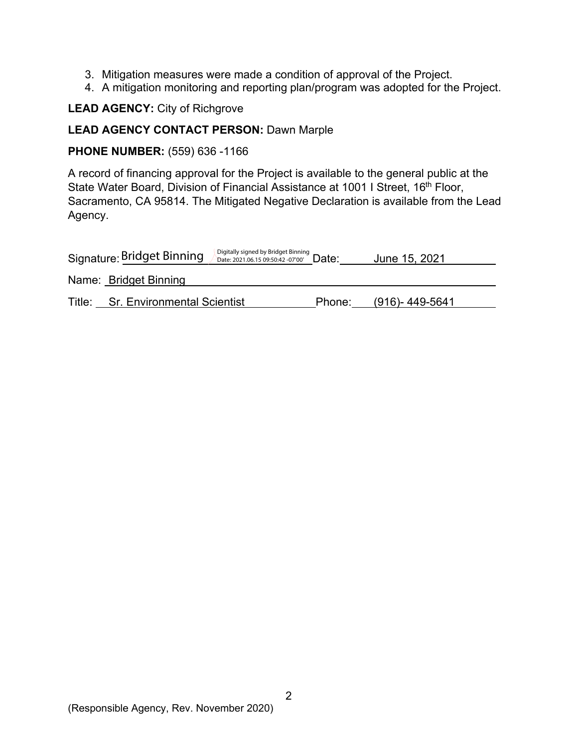3. Mitigation measures were made a condition of approval of the Project.
4. A mitigation monitoring and reporting plan/program was adopted for the Project.

**LEAD AGENCY:** City of Richgrove

**LEAD AGENCY CONTACT PERSON:** Dawn Marple

**PHONE NUMBER:** (559) 636 -1166

A record of financing approval for the Project is available to the general public at the State Water Board, Division of Financial Assistance at 1001 I Street, 16th Floor, Sacramento, CA 95814. The Mitigated Negative Declaration is available from the Lead Agency.

Signature: Bridget Binning Digitally signed by Bridget Binning Date: 2021.06.15 09:50:42 -07'00' Date: June 15, 2021

Name: Bridget Binning

Title: Sr. Environmental Scientist Phone: (916)- 449-5641

(Responsible Agency, Rev. November 2020)